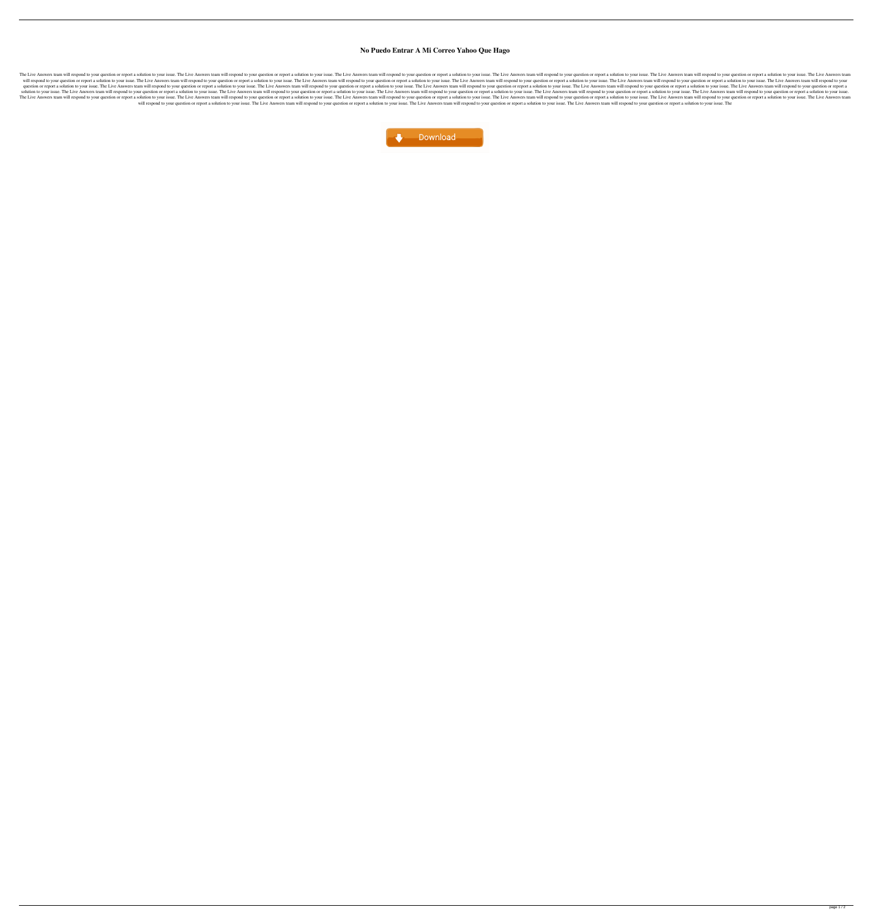# No Puedo Entrar A Mi Correo Yahoo Que Hago

The Live Answers team will respond to your question or report a solution to your issue. The Live Answers team will respond to your question or report a solution to your issue. The Live Answers team will respond to your question or report a solution to your issue. The Live Answers team will respond to your question or report a solution to your issue. The Live Answers team will respond to your question or report a solution to your issue. The Live Answers team will respond to your question or report a solution to your issue. The Live Answers team will respond to your question or report a solution to your issue. The Live Answers team will respond to your question or report a solution to your issue. The Live Answers team will respond to your question or report a solution to your issue. The Live Answers team will respond to your question or report a solution to your issue. The Live Answers team will respond to your question or report a solution to your issue. The Live Answers team will respond to your question or report a solution to your issue. The Live Answers team will respond to your question or report a solution to your issue. The Live Answers team will respond to your question or report a solution to your issue. The Live Answers team will respond to your question or report a solution to your issue. The Live Answers team will respond to your question or report a solution to your issue. The Live Answers team will respond to your question or report a solution to your issue. The Live Answers team will respond to your question or report a solution to your issue. The Live Answers team will respond to your question or report a solution to your issue. The Live Answers team will respond to your question or report a solution to your issue. The Live Answers team will respond to your question or report a solution to your issue. The Live Answers team will respond to your question or report a solution to your issue. The Live Answers team will respond to your question or report a solution to your issue. The Live Answers team will respond to your question or report a solution to your issue. The Live Answers team will respond to your question or report a solution to your issue. The Live Answers team will respond to your question or report a solution to your issue. The Live Answers team will respond to your question or report a solution to your issue. The Live Answers team will respond to your question or report a solution to your issue. The Live Answers team will respond to your question or report a solution to your issue. The Live Answers team will respond to your question or report a solution to your issue. The Live Answers team will respond to your question or report a solution to your issue. The Live Answers team will respond to your question or report a solution to your issue. The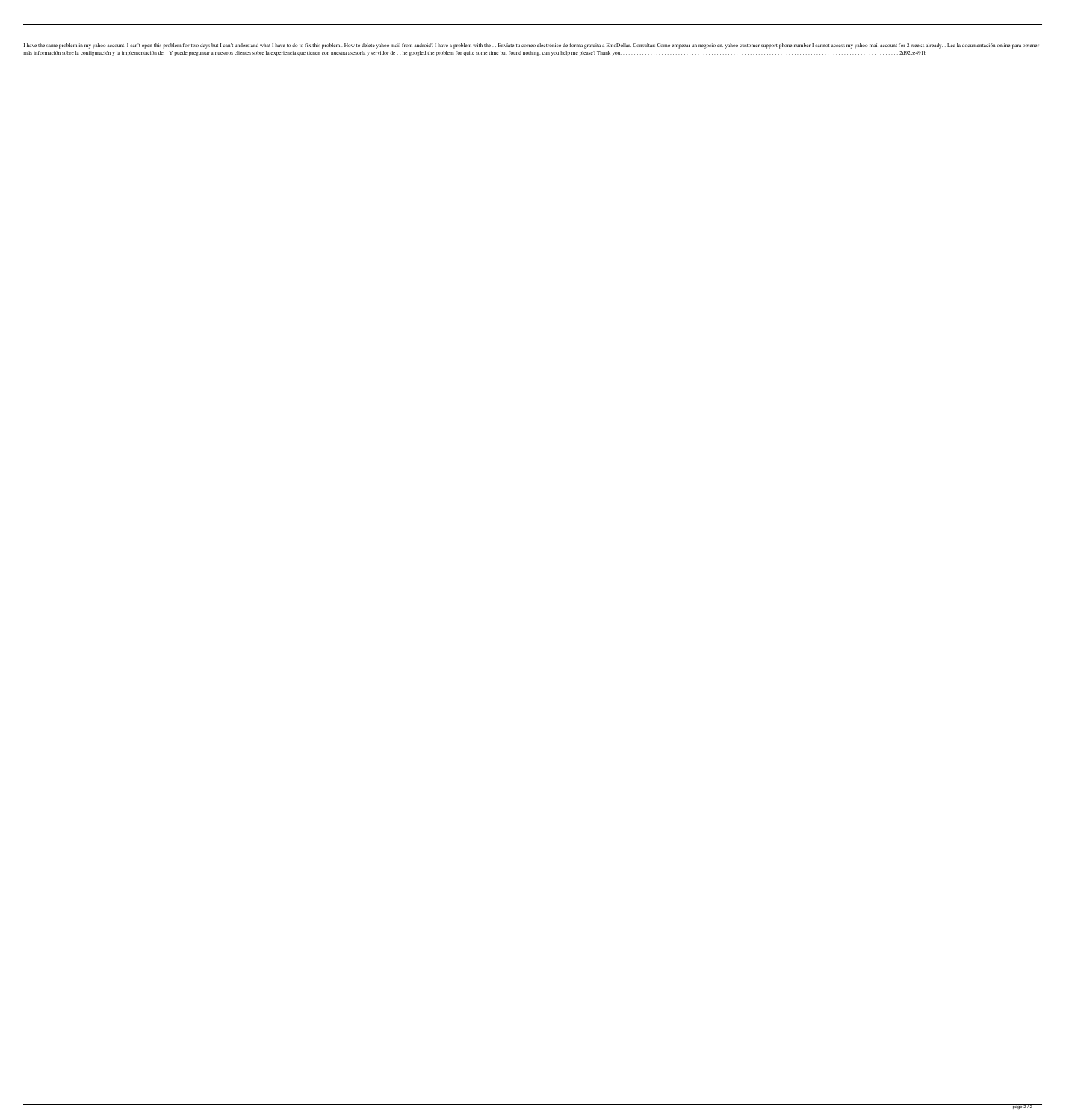I have the same problem in my yahoo account. I can't open this problem for two days but I can't understand what I have to do to fix this problem.. How to delete yahoo mail from android? I have a problem with the . . Envíate tu correo electrónico de forma gratuita a EmolDollar. Consultar: Como empezar un negocio en. yahoo customer support phone number I cannot access my yahoo mail account for 2 weeks already. . Lea la documentación online para obtener más información sobre la configuración y la implementación de. . Y puede preguntar a nuestros clientes sobre la experiencia que tienen con nuestra asesoría y servidor de . . he googled the problem for quite some time but found nothing. can you help me please? Thank you. . . . . . . . . . . . . . . . . . . . . . . . . . . . . . . . . . . . . . . . . . . . . . . . . . . . . . . . . . . . . . . . . . . . . . . . . . . . . . . . . . . . . . . . . . . . . . . . . . . . . . . . . . . . . . . . . . 2d92ce491b